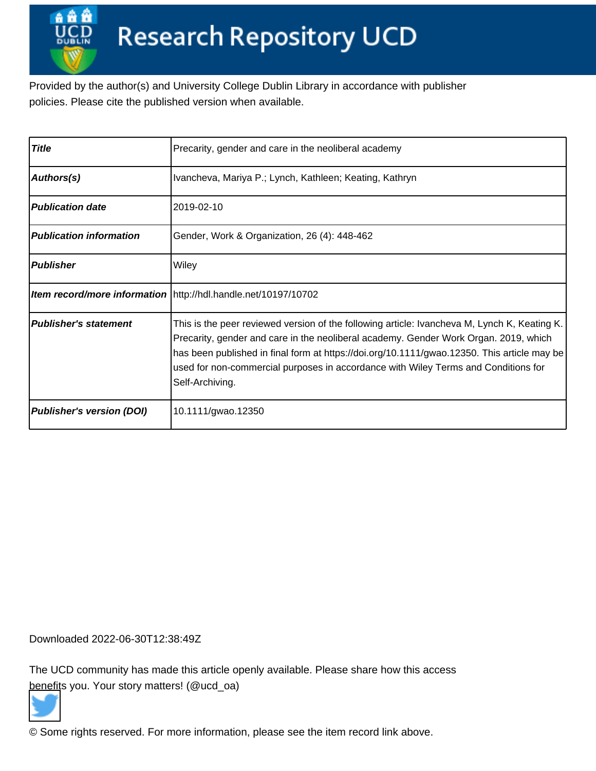# Research Repository UCD

Provided by the author(s) and University College Dublin Library in accordance with publisher policies. Please cite the published version when available.

| Title | Precarity, gender and care in the neoliberal academy |
|---|---|
| Authors(s) | Ivancheva, Mariya P.; Lynch, Kathleen; Keating, Kathryn |
| Publication date | 2019-02-10 |
| Publication information | Gender, Work & Organization, 26 (4): 448-462 |
| Publisher | Wiley |
| Item record/more information | http://hdl.handle.net/10197/10702 |
| Publisher's statement | This is the peer reviewed version of the following article: Ivancheva M, Lynch K, Keating K. Precarity, gender and care in the neoliberal academy. Gender Work Organ. 2019, which has been published in final form at https://doi.org/10.1111/gwao.12350. This article may be used for non-commercial purposes in accordance with Wiley Terms and Conditions for Self-Archiving. |
| Publisher's version (DOI) | 10.1111/gwao.12350 |

Downloaded 2022-06-30T12:38:49Z

The UCD community has made this article openly available. Please share how this access benefits you. Your story matters! (@ucd_oa)

© Some rights reserved. For more information, please see the item record link above.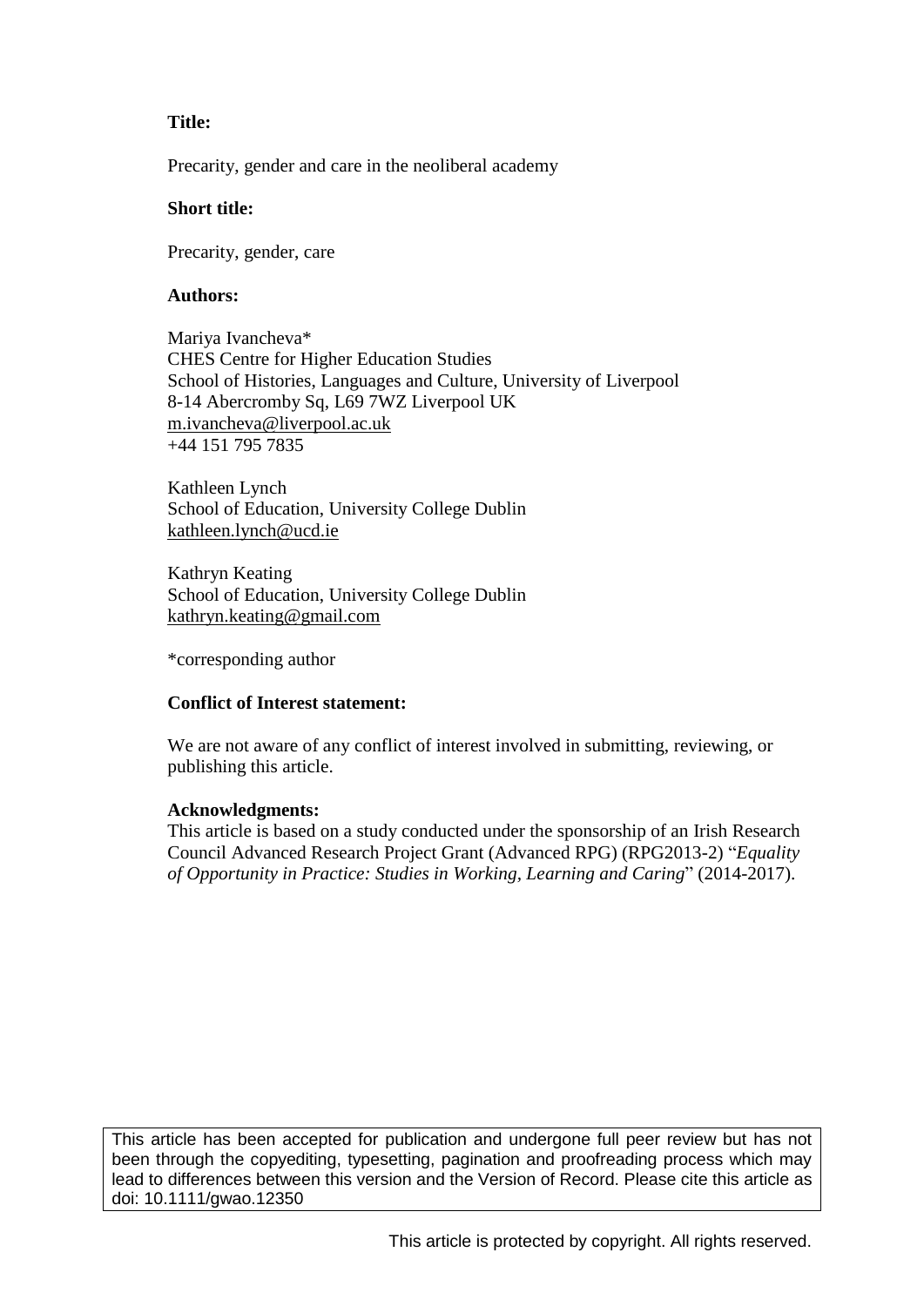**Title:**

Precarity, gender and care in the neoliberal academy

**Short title:**

Precarity, gender, care

**Authors:**

Mariya Ivancheva*
CHES Centre for Higher Education Studies
School of Histories, Languages and Culture, University of Liverpool
8-14 Abercromby Sq, L69 7WZ Liverpool UK
m.ivancheva@liverpool.ac.uk
+44 151 795 7835

Kathleen Lynch
School of Education, University College Dublin
kathleen.lynch@ucd.ie

Kathryn Keating
School of Education, University College Dublin
kathryn.keating@gmail.com

*corresponding author

**Conflict of Interest statement:**

We are not aware of any conflict of interest involved in submitting, reviewing, or publishing this article.

**Acknowledgments:**
This article is based on a study conducted under the sponsorship of an Irish Research Council Advanced Research Project Grant (Advanced RPG) (RPG2013-2) "*Equality of Opportunity in Practice: Studies in Working, Learning and Caring*" (2014-2017).

This article has been accepted for publication and undergone full peer review but has not been through the copyediting, typesetting, pagination and proofreading process which may lead to differences between this version and the Version of Record. Please cite this article as doi: 10.1111/gwao.12350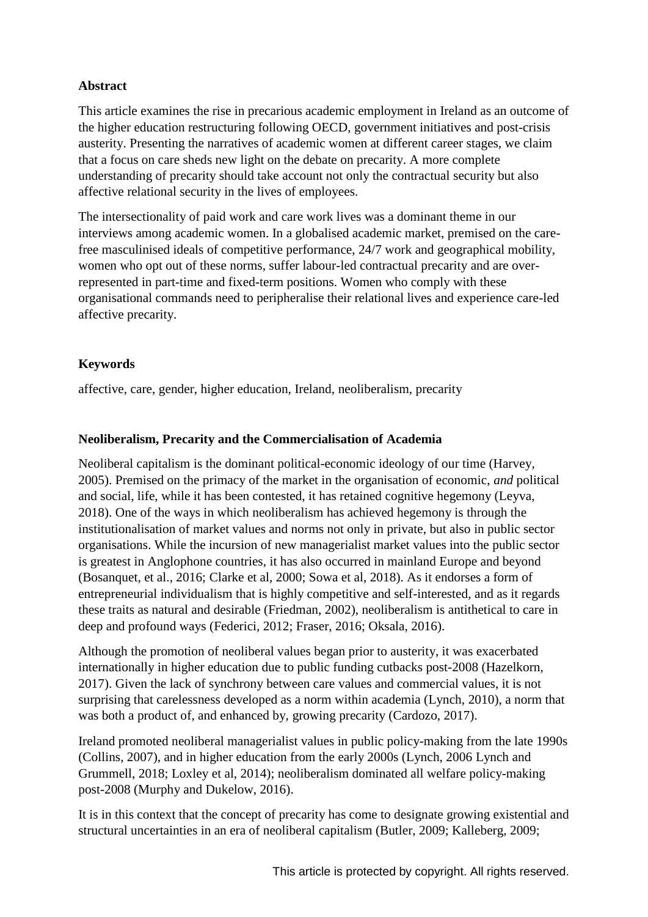**Abstract**

This article examines the rise in precarious academic employment in Ireland as an outcome of the higher education restructuring following OECD, government initiatives and post-crisis austerity. Presenting the narratives of academic women at different career stages, we claim that a focus on care sheds new light on the debate on precarity. A more complete understanding of precarity should take account not only the contractual security but also affective relational security in the lives of employees.

The intersectionality of paid work and care work lives was a dominant theme in our interviews among academic women. In a globalised academic market, premised on the care-free masculinised ideals of competitive performance, 24/7 work and geographical mobility, women who opt out of these norms, suffer labour-led contractual precarity and are over-represented in part-time and fixed-term positions. Women who comply with these organisational commands need to peripheralise their relational lives and experience care-led affective precarity.

**Keywords**

affective, care, gender, higher education, Ireland, neoliberalism, precarity

**Neoliberalism, Precarity and the Commercialisation of Academia**

Neoliberal capitalism is the dominant political-economic ideology of our time (Harvey, 2005). Premised on the primacy of the market in the organisation of economic, *and* political and social, life, while it has been contested, it has retained cognitive hegemony (Leyva, 2018). One of the ways in which neoliberalism has achieved hegemony is through the institutionalisation of market values and norms not only in private, but also in public sector organisations. While the incursion of new managerialist market values into the public sector is greatest in Anglophone countries, it has also occurred in mainland Europe and beyond (Bosanquet, et al., 2016; Clarke et al, 2000; Sowa et al, 2018). As it endorses a form of entrepreneurial individualism that is highly competitive and self-interested, and as it regards these traits as natural and desirable (Friedman, 2002), neoliberalism is antithetical to care in deep and profound ways (Federici, 2012; Fraser, 2016; Oksala, 2016).

Although the promotion of neoliberal values began prior to austerity, it was exacerbated internationally in higher education due to public funding cutbacks post-2008 (Hazelkorn, 2017). Given the lack of synchrony between care values and commercial values, it is not surprising that carelessness developed as a norm within academia (Lynch, 2010), a norm that was both a product of, and enhanced by, growing precarity (Cardozo, 2017).

Ireland promoted neoliberal managerialist values in public policy-making from the late 1990s (Collins, 2007), and in higher education from the early 2000s (Lynch, 2006 Lynch and Grummell, 2018; Loxley et al, 2014); neoliberalism dominated all welfare policy-making post-2008 (Murphy and Dukelow, 2016).

It is in this context that the concept of precarity has come to designate growing existential and structural uncertainties in an era of neoliberal capitalism (Butler, 2009; Kalleberg, 2009;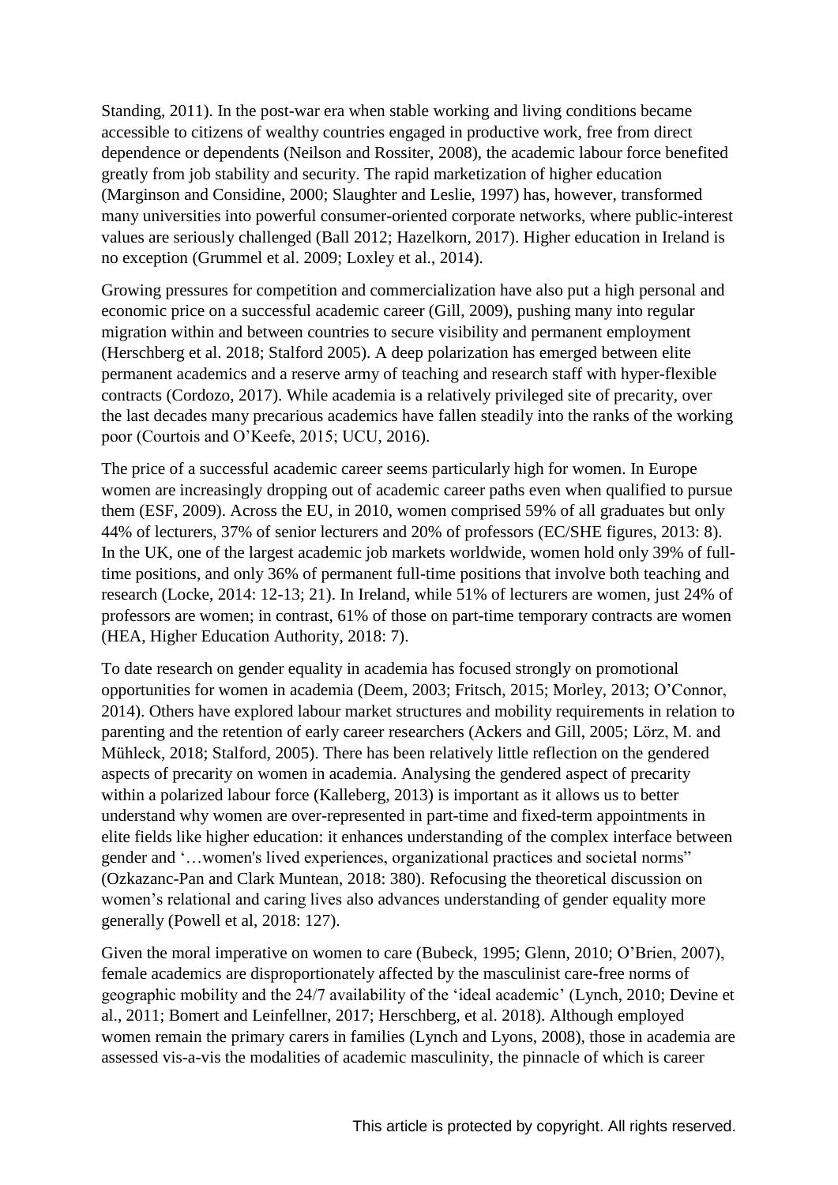Standing, 2011). In the post-war era when stable working and living conditions became accessible to citizens of wealthy countries engaged in productive work, free from direct dependence or dependents (Neilson and Rossiter, 2008), the academic labour force benefited greatly from job stability and security. The rapid marketization of higher education (Marginson and Considine, 2000; Slaughter and Leslie, 1997) has, however, transformed many universities into powerful consumer-oriented corporate networks, where public-interest values are seriously challenged (Ball 2012; Hazelkorn, 2017). Higher education in Ireland is no exception (Grummel et al. 2009; Loxley et al., 2014).

Growing pressures for competition and commercialization have also put a high personal and economic price on a successful academic career (Gill, 2009), pushing many into regular migration within and between countries to secure visibility and permanent employment (Herschberg et al. 2018; Stalford 2005). A deep polarization has emerged between elite permanent academics and a reserve army of teaching and research staff with hyper-flexible contracts (Cordozo, 2017). While academia is a relatively privileged site of precarity, over the last decades many precarious academics have fallen steadily into the ranks of the working poor (Courtois and O'Keefe, 2015; UCU, 2016).

The price of a successful academic career seems particularly high for women. In Europe women are increasingly dropping out of academic career paths even when qualified to pursue them (ESF, 2009). Across the EU, in 2010, women comprised 59% of all graduates but only 44% of lecturers, 37% of senior lecturers and 20% of professors (EC/SHE figures, 2013: 8). In the UK, one of the largest academic job markets worldwide, women hold only 39% of full-time positions, and only 36% of permanent full-time positions that involve both teaching and research (Locke, 2014: 12-13; 21). In Ireland, while 51% of lecturers are women, just 24% of professors are women; in contrast, 61% of those on part-time temporary contracts are women (HEA, Higher Education Authority, 2018: 7).

To date research on gender equality in academia has focused strongly on promotional opportunities for women in academia (Deem, 2003; Fritsch, 2015; Morley, 2013; O'Connor, 2014). Others have explored labour market structures and mobility requirements in relation to parenting and the retention of early career researchers (Ackers and Gill, 2005; Lörz, M. and Mühleck, 2018; Stalford, 2005). There has been relatively little reflection on the gendered aspects of precarity on women in academia. Analysing the gendered aspect of precarity within a polarized labour force (Kalleberg, 2013) is important as it allows us to better understand why women are over-represented in part-time and fixed-term appointments in elite fields like higher education: it enhances understanding of the complex interface between gender and '…women's lived experiences, organizational practices and societal norms" (Ozkazanc-Pan and Clark Muntean, 2018: 380). Refocusing the theoretical discussion on women's relational and caring lives also advances understanding of gender equality more generally (Powell et al, 2018: 127).

Given the moral imperative on women to care (Bubeck, 1995; Glenn, 2010; O'Brien, 2007), female academics are disproportionately affected by the masculinist care-free norms of geographic mobility and the 24/7 availability of the 'ideal academic' (Lynch, 2010; Devine et al., 2011; Bomert and Leinfellner, 2017; Herschberg, et al. 2018). Although employed women remain the primary carers in families (Lynch and Lyons, 2008), those in academia are assessed vis-a-vis the modalities of academic masculinity, the pinnacle of which is career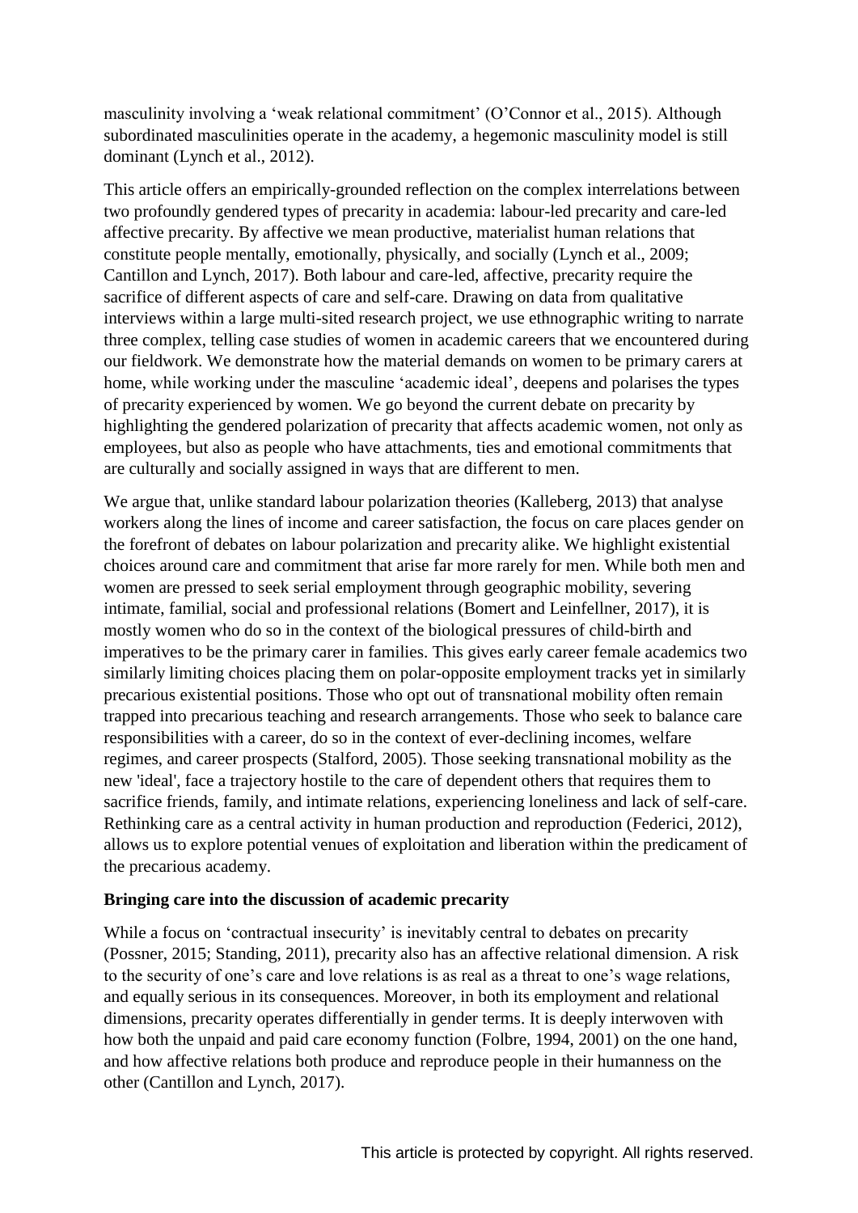masculinity involving a 'weak relational commitment' (O'Connor et al., 2015). Although subordinated masculinities operate in the academy, a hegemonic masculinity model is still dominant (Lynch et al., 2012).

This article offers an empirically-grounded reflection on the complex interrelations between two profoundly gendered types of precarity in academia: labour-led precarity and care-led affective precarity. By affective we mean productive, materialist human relations that constitute people mentally, emotionally, physically, and socially (Lynch et al., 2009; Cantillon and Lynch, 2017). Both labour and care-led, affective, precarity require the sacrifice of different aspects of care and self-care. Drawing on data from qualitative interviews within a large multi-sited research project, we use ethnographic writing to narrate three complex, telling case studies of women in academic careers that we encountered during our fieldwork. We demonstrate how the material demands on women to be primary carers at home, while working under the masculine 'academic ideal', deepens and polarises the types of precarity experienced by women. We go beyond the current debate on precarity by highlighting the gendered polarization of precarity that affects academic women, not only as employees, but also as people who have attachments, ties and emotional commitments that are culturally and socially assigned in ways that are different to men.

We argue that, unlike standard labour polarization theories (Kalleberg, 2013) that analyse workers along the lines of income and career satisfaction, the focus on care places gender on the forefront of debates on labour polarization and precarity alike. We highlight existential choices around care and commitment that arise far more rarely for men. While both men and women are pressed to seek serial employment through geographic mobility, severing intimate, familial, social and professional relations (Bomert and Leinfellner, 2017), it is mostly women who do so in the context of the biological pressures of child-birth and imperatives to be the primary carer in families. This gives early career female academics two similarly limiting choices placing them on polar-opposite employment tracks yet in similarly precarious existential positions. Those who opt out of transnational mobility often remain trapped into precarious teaching and research arrangements. Those who seek to balance care responsibilities with a career, do so in the context of ever-declining incomes, welfare regimes, and career prospects (Stalford, 2005). Those seeking transnational mobility as the new 'ideal', face a trajectory hostile to the care of dependent others that requires them to sacrifice friends, family, and intimate relations, experiencing loneliness and lack of self-care. Rethinking care as a central activity in human production and reproduction (Federici, 2012), allows us to explore potential venues of exploitation and liberation within the predicament of the precarious academy.

## Bringing care into the discussion of academic precarity

While a focus on 'contractual insecurity' is inevitably central to debates on precarity (Possner, 2015; Standing, 2011), precarity also has an affective relational dimension. A risk to the security of one's care and love relations is as real as a threat to one's wage relations, and equally serious in its consequences. Moreover, in both its employment and relational dimensions, precarity operates differentially in gender terms. It is deeply interwoven with how both the unpaid and paid care economy function (Folbre, 1994, 2001) on the one hand, and how affective relations both produce and reproduce people in their humanness on the other (Cantillon and Lynch, 2017).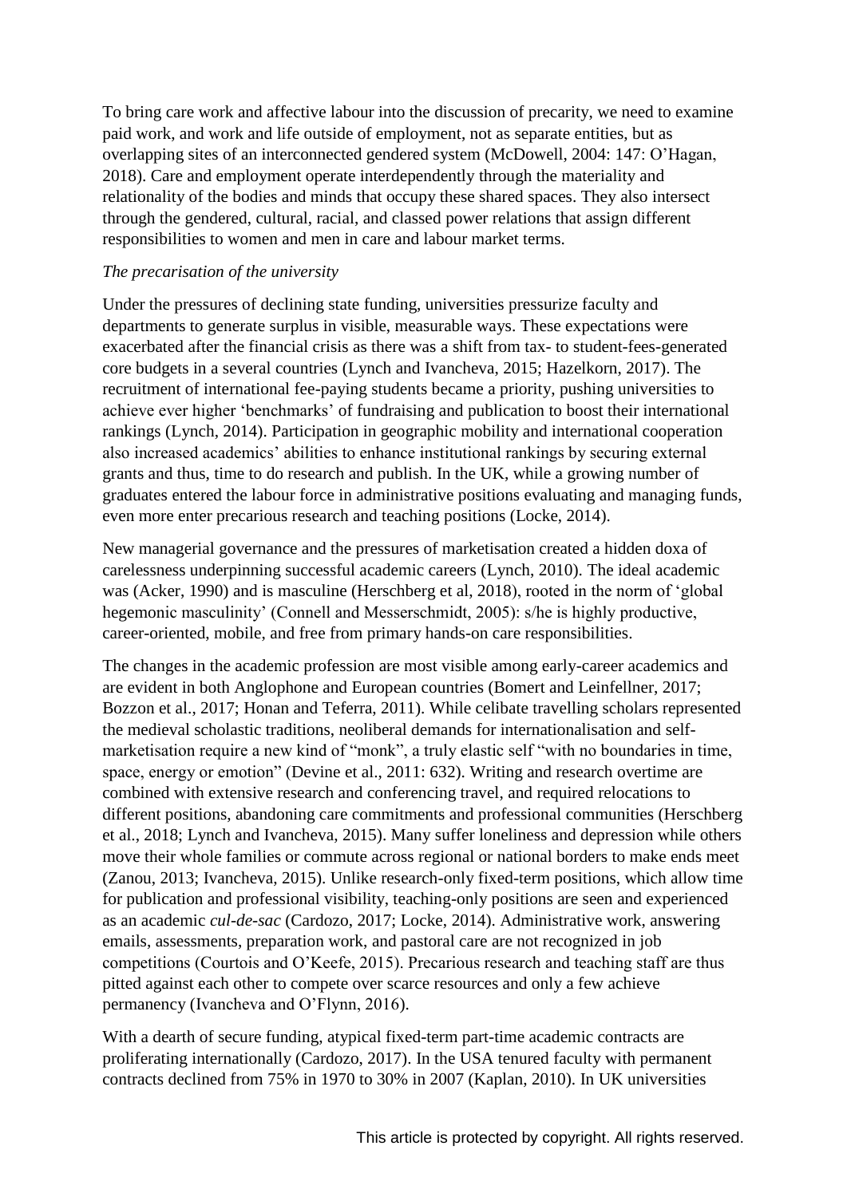To bring care work and affective labour into the discussion of precarity, we need to examine paid work, and work and life outside of employment, not as separate entities, but as overlapping sites of an interconnected gendered system (McDowell, 2004: 147: O'Hagan, 2018). Care and employment operate interdependently through the materiality and relationality of the bodies and minds that occupy these shared spaces. They also intersect through the gendered, cultural, racial, and classed power relations that assign different responsibilities to women and men in care and labour market terms.

*The precarisation of the university*

Under the pressures of declining state funding, universities pressurize faculty and departments to generate surplus in visible, measurable ways. These expectations were exacerbated after the financial crisis as there was a shift from tax- to student-fees-generated core budgets in a several countries (Lynch and Ivancheva, 2015; Hazelkorn, 2017). The recruitment of international fee-paying students became a priority, pushing universities to achieve ever higher 'benchmarks' of fundraising and publication to boost their international rankings (Lynch, 2014). Participation in geographic mobility and international cooperation also increased academics' abilities to enhance institutional rankings by securing external grants and thus, time to do research and publish. In the UK, while a growing number of graduates entered the labour force in administrative positions evaluating and managing funds, even more enter precarious research and teaching positions (Locke, 2014).

New managerial governance and the pressures of marketisation created a hidden doxa of carelessness underpinning successful academic careers (Lynch, 2010). The ideal academic was (Acker, 1990) and is masculine (Herschberg et al, 2018), rooted in the norm of 'global hegemonic masculinity' (Connell and Messerschmidt, 2005): s/he is highly productive, career-oriented, mobile, and free from primary hands-on care responsibilities.

The changes in the academic profession are most visible among early-career academics and are evident in both Anglophone and European countries (Bomert and Leinfellner, 2017; Bozzon et al., 2017; Honan and Teferra, 2011). While celibate travelling scholars represented the medieval scholastic traditions, neoliberal demands for internationalisation and self-marketisation require a new kind of "monk", a truly elastic self "with no boundaries in time, space, energy or emotion" (Devine et al., 2011: 632). Writing and research overtime are combined with extensive research and conferencing travel, and required relocations to different positions, abandoning care commitments and professional communities (Herschberg et al., 2018; Lynch and Ivancheva, 2015). Many suffer loneliness and depression while others move their whole families or commute across regional or national borders to make ends meet (Zanou, 2013; Ivancheva, 2015). Unlike research-only fixed-term positions, which allow time for publication and professional visibility, teaching-only positions are seen and experienced as an academic *cul-de-sac* (Cardozo, 2017; Locke, 2014). Administrative work, answering emails, assessments, preparation work, and pastoral care are not recognized in job competitions (Courtois and O'Keefe, 2015). Precarious research and teaching staff are thus pitted against each other to compete over scarce resources and only a few achieve permanency (Ivancheva and O'Flynn, 2016).

With a dearth of secure funding, atypical fixed-term part-time academic contracts are proliferating internationally (Cardozo, 2017). In the USA tenured faculty with permanent contracts declined from 75% in 1970 to 30% in 2007 (Kaplan, 2010). In UK universities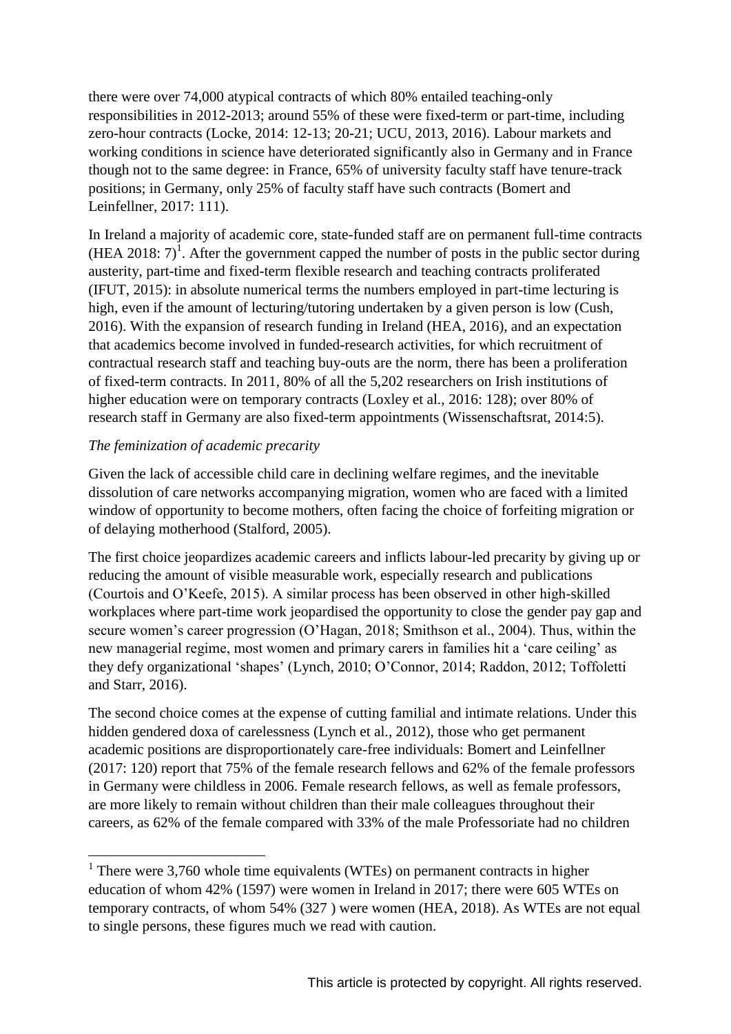there were over 74,000 atypical contracts of which 80% entailed teaching-only responsibilities in 2012-2013; around 55% of these were fixed-term or part-time, including zero-hour contracts (Locke, 2014: 12-13; 20-21; UCU, 2013, 2016). Labour markets and working conditions in science have deteriorated significantly also in Germany and in France though not to the same degree: in France, 65% of university faculty staff have tenure-track positions; in Germany, only 25% of faculty staff have such contracts (Bomert and Leinfellner, 2017: 111).

In Ireland a majority of academic core, state-funded staff are on permanent full-time contracts (HEA 2018: 7)[1]. After the government capped the number of posts in the public sector during austerity, part-time and fixed-term flexible research and teaching contracts proliferated (IFUT, 2015): in absolute numerical terms the numbers employed in part-time lecturing is high, even if the amount of lecturing/tutoring undertaken by a given person is low (Cush, 2016). With the expansion of research funding in Ireland (HEA, 2016), and an expectation that academics become involved in funded-research activities, for which recruitment of contractual research staff and teaching buy-outs are the norm, there has been a proliferation of fixed-term contracts. In 2011, 80% of all the 5,202 researchers on Irish institutions of higher education were on temporary contracts (Loxley et al., 2016: 128); over 80% of research staff in Germany are also fixed-term appointments (Wissenschaftsrat, 2014:5).

*The feminization of academic precarity*

Given the lack of accessible child care in declining welfare regimes, and the inevitable dissolution of care networks accompanying migration, women who are faced with a limited window of opportunity to become mothers, often facing the choice of forfeiting migration or of delaying motherhood (Stalford, 2005).

The first choice jeopardizes academic careers and inflicts labour-led precarity by giving up or reducing the amount of visible measurable work, especially research and publications (Courtois and O'Keefe, 2015). A similar process has been observed in other high-skilled workplaces where part-time work jeopardised the opportunity to close the gender pay gap and secure women's career progression (O'Hagan, 2018; Smithson et al., 2004). Thus, within the new managerial regime, most women and primary carers in families hit a 'care ceiling' as they defy organizational 'shapes' (Lynch, 2010; O'Connor, 2014; Raddon, 2012; Toffoletti and Starr, 2016).

The second choice comes at the expense of cutting familial and intimate relations. Under this hidden gendered doxa of carelessness (Lynch et al., 2012), those who get permanent academic positions are disproportionately care-free individuals: Bomert and Leinfellner (2017: 120) report that 75% of the female research fellows and 62% of the female professors in Germany were childless in 2006. Female research fellows, as well as female professors, are more likely to remain without children than their male colleagues throughout their careers, as 62% of the female compared with 33% of the male Professoriate had no children

---

[1] There were 3,760 whole time equivalents (WTEs) on permanent contracts in higher education of whom 42% (1597) were women in Ireland in 2017; there were 605 WTEs on temporary contracts, of whom 54% (327 ) were women (HEA, 2018). As WTEs are not equal to single persons, these figures much we read with caution.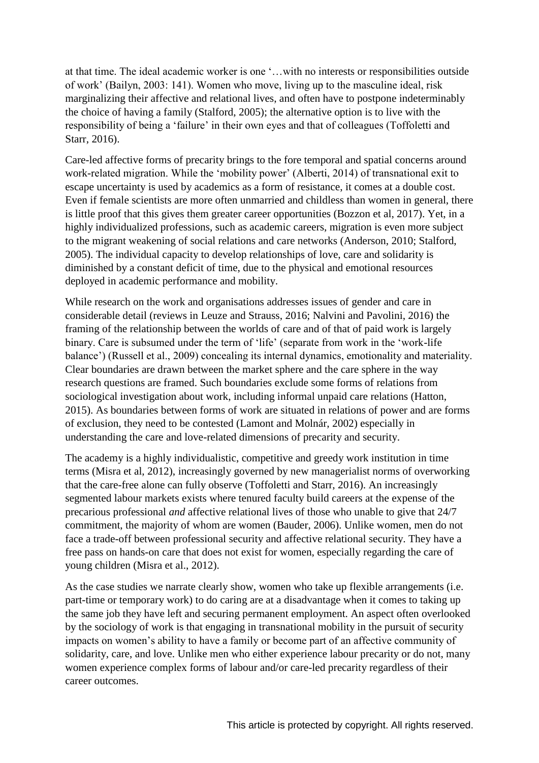at that time. The ideal academic worker is one '…with no interests or responsibilities outside of work' (Bailyn, 2003: 141). Women who move, living up to the masculine ideal, risk marginalizing their affective and relational lives, and often have to postpone indeterminably the choice of having a family (Stalford, 2005); the alternative option is to live with the responsibility of being a 'failure' in their own eyes and that of colleagues (Toffoletti and Starr, 2016).

Care-led affective forms of precarity brings to the fore temporal and spatial concerns around work-related migration. While the 'mobility power' (Alberti, 2014) of transnational exit to escape uncertainty is used by academics as a form of resistance, it comes at a double cost. Even if female scientists are more often unmarried and childless than women in general, there is little proof that this gives them greater career opportunities (Bozzon et al, 2017). Yet, in a highly individualized professions, such as academic careers, migration is even more subject to the migrant weakening of social relations and care networks (Anderson, 2010; Stalford, 2005). The individual capacity to develop relationships of love, care and solidarity is diminished by a constant deficit of time, due to the physical and emotional resources deployed in academic performance and mobility.

While research on the work and organisations addresses issues of gender and care in considerable detail (reviews in Leuze and Strauss, 2016; Nalvini and Pavolini, 2016) the framing of the relationship between the worlds of care and of that of paid work is largely binary. Care is subsumed under the term of 'life' (separate from work in the 'work-life balance') (Russell et al., 2009) concealing its internal dynamics, emotionality and materiality. Clear boundaries are drawn between the market sphere and the care sphere in the way research questions are framed. Such boundaries exclude some forms of relations from sociological investigation about work, including informal unpaid care relations (Hatton, 2015). As boundaries between forms of work are situated in relations of power and are forms of exclusion, they need to be contested (Lamont and Molnár, 2002) especially in understanding the care and love-related dimensions of precarity and security.

The academy is a highly individualistic, competitive and greedy work institution in time terms (Misra et al, 2012), increasingly governed by new managerialist norms of overworking that the care-free alone can fully observe (Toffoletti and Starr, 2016). An increasingly segmented labour markets exists where tenured faculty build careers at the expense of the precarious professional *and* affective relational lives of those who unable to give that 24/7 commitment, the majority of whom are women (Bauder, 2006). Unlike women, men do not face a trade-off between professional security and affective relational security. They have a free pass on hands-on care that does not exist for women, especially regarding the care of young children (Misra et al., 2012).

As the case studies we narrate clearly show, women who take up flexible arrangements (i.e. part-time or temporary work) to do caring are at a disadvantage when it comes to taking up the same job they have left and securing permanent employment. An aspect often overlooked by the sociology of work is that engaging in transnational mobility in the pursuit of security impacts on women's ability to have a family or become part of an affective community of solidarity, care, and love. Unlike men who either experience labour precarity or do not, many women experience complex forms of labour and/or care-led precarity regardless of their career outcomes.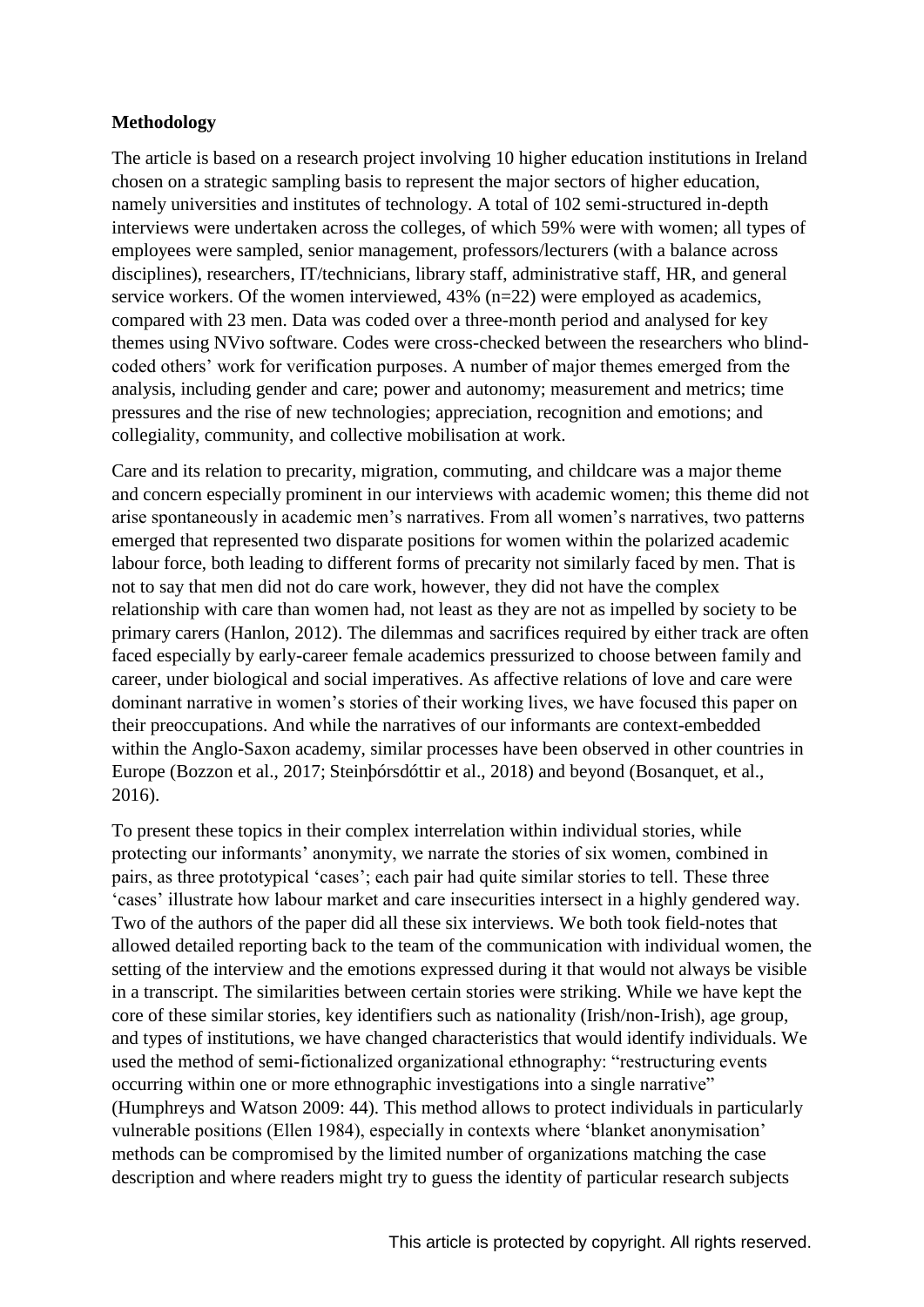**Methodology**

The article is based on a research project involving 10 higher education institutions in Ireland chosen on a strategic sampling basis to represent the major sectors of higher education, namely universities and institutes of technology. A total of 102 semi-structured in-depth interviews were undertaken across the colleges, of which 59% were with women; all types of employees were sampled, senior management, professors/lecturers (with a balance across disciplines), researchers, IT/technicians, library staff, administrative staff, HR, and general service workers. Of the women interviewed, 43% (n=22) were employed as academics, compared with 23 men. Data was coded over a three-month period and analysed for key themes using NVivo software. Codes were cross-checked between the researchers who blind-coded others' work for verification purposes. A number of major themes emerged from the analysis, including gender and care; power and autonomy; measurement and metrics; time pressures and the rise of new technologies; appreciation, recognition and emotions; and collegiality, community, and collective mobilisation at work.

Care and its relation to precarity, migration, commuting, and childcare was a major theme and concern especially prominent in our interviews with academic women; this theme did not arise spontaneously in academic men's narratives. From all women's narratives, two patterns emerged that represented two disparate positions for women within the polarized academic labour force, both leading to different forms of precarity not similarly faced by men. That is not to say that men did not do care work, however, they did not have the complex relationship with care than women had, not least as they are not as impelled by society to be primary carers (Hanlon, 2012). The dilemmas and sacrifices required by either track are often faced especially by early-career female academics pressurized to choose between family and career, under biological and social imperatives. As affective relations of love and care were dominant narrative in women's stories of their working lives, we have focused this paper on their preoccupations. And while the narratives of our informants are context-embedded within the Anglo-Saxon academy, similar processes have been observed in other countries in Europe (Bozzon et al., 2017; Steinþórsdóttir et al., 2018) and beyond (Bosanquet, et al., 2016).

To present these topics in their complex interrelation within individual stories, while protecting our informants' anonymity, we narrate the stories of six women, combined in pairs, as three prototypical 'cases'; each pair had quite similar stories to tell. These three 'cases' illustrate how labour market and care insecurities intersect in a highly gendered way. Two of the authors of the paper did all these six interviews. We both took field-notes that allowed detailed reporting back to the team of the communication with individual women, the setting of the interview and the emotions expressed during it that would not always be visible in a transcript. The similarities between certain stories were striking. While we have kept the core of these similar stories, key identifiers such as nationality (Irish/non-Irish), age group, and types of institutions, we have changed characteristics that would identify individuals. We used the method of semi-fictionalized organizational ethnography: "restructuring events occurring within one or more ethnographic investigations into a single narrative" (Humphreys and Watson 2009: 44). This method allows to protect individuals in particularly vulnerable positions (Ellen 1984), especially in contexts where 'blanket anonymisation' methods can be compromised by the limited number of organizations matching the case description and where readers might try to guess the identity of particular research subjects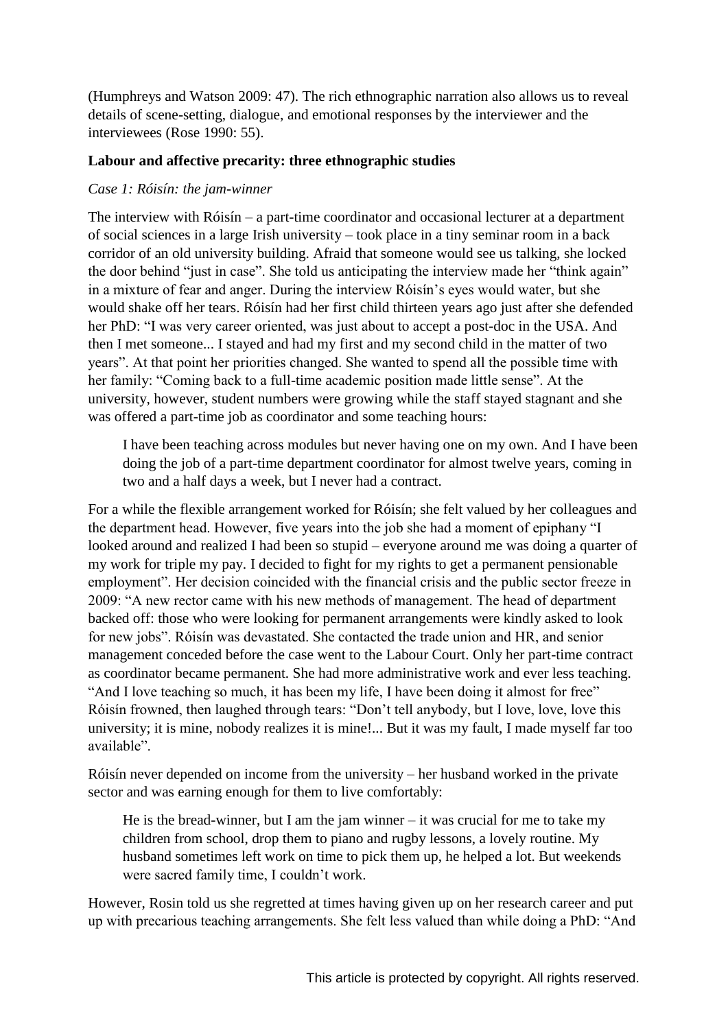(Humphreys and Watson 2009: 47). The rich ethnographic narration also allows us to reveal details of scene-setting, dialogue, and emotional responses by the interviewer and the interviewees (Rose 1990: 55).

## Labour and affective precarity: three ethnographic studies

### *Case 1: Róisín: the jam-winner*

The interview with Róisín – a part-time coordinator and occasional lecturer at a department of social sciences in a large Irish university – took place in a tiny seminar room in a back corridor of an old university building. Afraid that someone would see us talking, she locked the door behind "just in case". She told us anticipating the interview made her "think again" in a mixture of fear and anger. During the interview Róisín's eyes would water, but she would shake off her tears. Róisín had her first child thirteen years ago just after she defended her PhD: "I was very career oriented, was just about to accept a post-doc in the USA. And then I met someone... I stayed and had my first and my second child in the matter of two years". At that point her priorities changed. She wanted to spend all the possible time with her family: "Coming back to a full-time academic position made little sense". At the university, however, student numbers were growing while the staff stayed stagnant and she was offered a part-time job as coordinator and some teaching hours:

> I have been teaching across modules but never having one on my own. And I have been doing the job of a part-time department coordinator for almost twelve years, coming in two and a half days a week, but I never had a contract.

For a while the flexible arrangement worked for Róisín; she felt valued by her colleagues and the department head. However, five years into the job she had a moment of epiphany "I looked around and realized I had been so stupid – everyone around me was doing a quarter of my work for triple my pay. I decided to fight for my rights to get a permanent pensionable employment". Her decision coincided with the financial crisis and the public sector freeze in 2009: "A new rector came with his new methods of management. The head of department backed off: those who were looking for permanent arrangements were kindly asked to look for new jobs". Róisín was devastated. She contacted the trade union and HR, and senior management conceded before the case went to the Labour Court. Only her part-time contract as coordinator became permanent. She had more administrative work and ever less teaching. "And I love teaching so much, it has been my life, I have been doing it almost for free" Róisín frowned, then laughed through tears: "Don't tell anybody, but I love, love, love this university; it is mine, nobody realizes it is mine!... But it was my fault, I made myself far too available".

Róisín never depended on income from the university – her husband worked in the private sector and was earning enough for them to live comfortably:

> He is the bread-winner, but I am the jam winner – it was crucial for me to take my children from school, drop them to piano and rugby lessons, a lovely routine. My husband sometimes left work on time to pick them up, he helped a lot. But weekends were sacred family time, I couldn't work.

However, Rosin told us she regretted at times having given up on her research career and put up with precarious teaching arrangements. She felt less valued than while doing a PhD: "And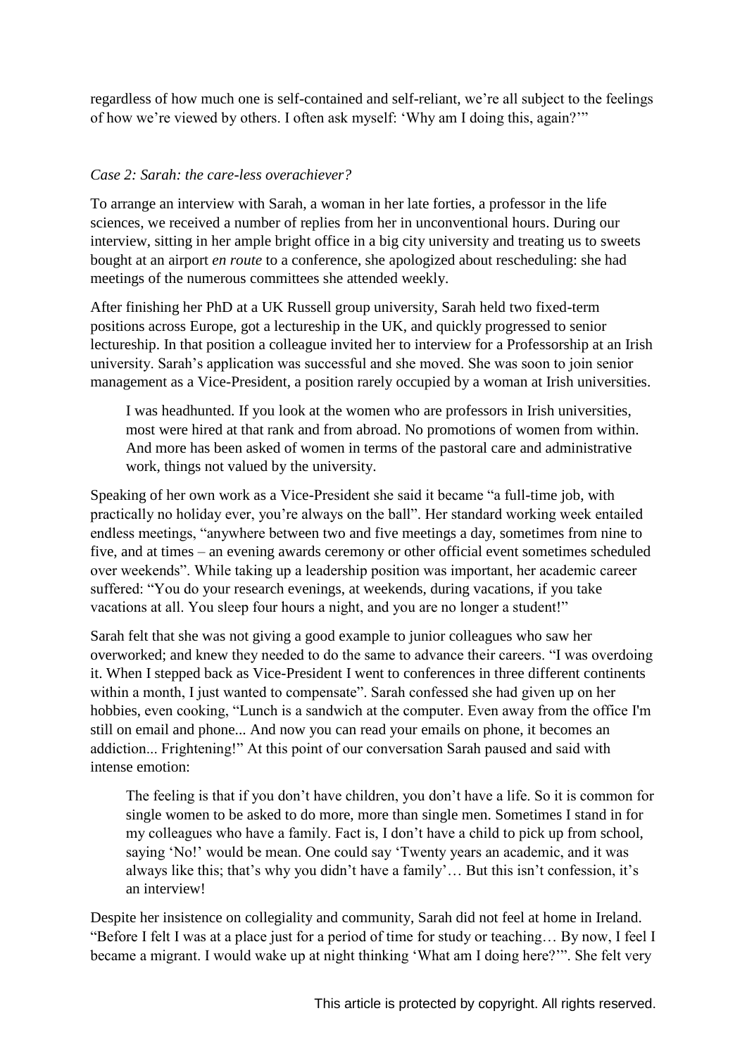regardless of how much one is self-contained and self-reliant, we're all subject to the feelings of how we're viewed by others. I often ask myself: 'Why am I doing this, again?'"

*Case 2: Sarah: the care-less overachiever?*

To arrange an interview with Sarah, a woman in her late forties, a professor in the life sciences, we received a number of replies from her in unconventional hours. During our interview, sitting in her ample bright office in a big city university and treating us to sweets bought at an airport *en route* to a conference, she apologized about rescheduling: she had meetings of the numerous committees she attended weekly.

After finishing her PhD at a UK Russell group university, Sarah held two fixed-term positions across Europe, got a lectureship in the UK, and quickly progressed to senior lectureship. In that position a colleague invited her to interview for a Professorship at an Irish university. Sarah's application was successful and she moved. She was soon to join senior management as a Vice-President, a position rarely occupied by a woman at Irish universities.

> I was headhunted. If you look at the women who are professors in Irish universities, most were hired at that rank and from abroad. No promotions of women from within. And more has been asked of women in terms of the pastoral care and administrative work, things not valued by the university.

Speaking of her own work as a Vice-President she said it became "a full-time job, with practically no holiday ever, you're always on the ball". Her standard working week entailed endless meetings, "anywhere between two and five meetings a day, sometimes from nine to five, and at times – an evening awards ceremony or other official event sometimes scheduled over weekends". While taking up a leadership position was important, her academic career suffered: "You do your research evenings, at weekends, during vacations, if you take vacations at all. You sleep four hours a night, and you are no longer a student!"

Sarah felt that she was not giving a good example to junior colleagues who saw her overworked; and knew they needed to do the same to advance their careers. "I was overdoing it. When I stepped back as Vice-President I went to conferences in three different continents within a month, I just wanted to compensate". Sarah confessed she had given up on her hobbies, even cooking, "Lunch is a sandwich at the computer. Even away from the office I'm still on email and phone... And now you can read your emails on phone, it becomes an addiction... Frightening!" At this point of our conversation Sarah paused and said with intense emotion:

> The feeling is that if you don't have children, you don't have a life. So it is common for single women to be asked to do more, more than single men. Sometimes I stand in for my colleagues who have a family. Fact is, I don't have a child to pick up from school, saying 'No!' would be mean. One could say 'Twenty years an academic, and it was always like this; that's why you didn't have a family'… But this isn't confession, it's an interview!

Despite her insistence on collegiality and community, Sarah did not feel at home in Ireland. "Before I felt I was at a place just for a period of time for study or teaching… By now, I feel I became a migrant. I would wake up at night thinking 'What am I doing here?'". She felt very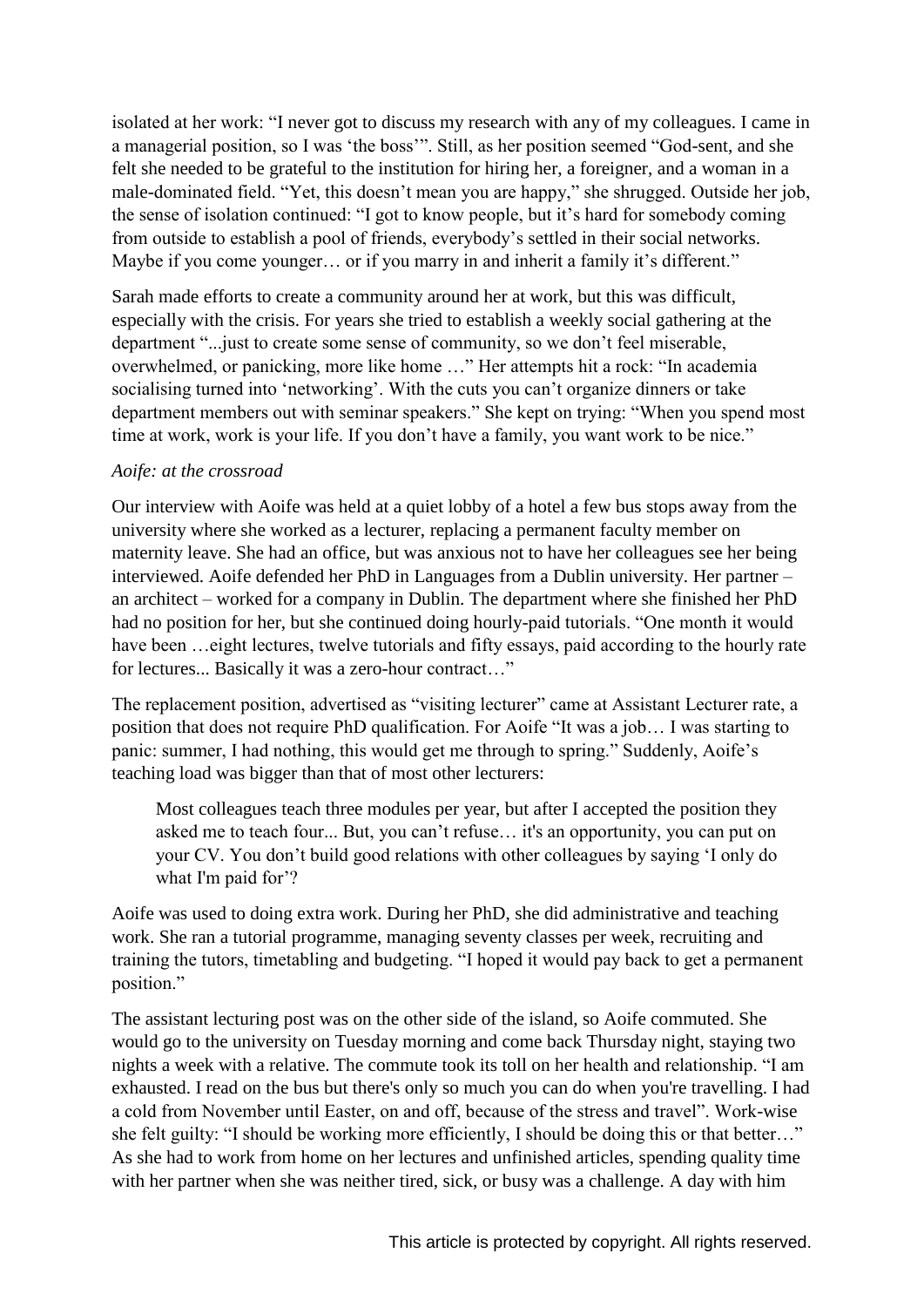isolated at her work: "I never got to discuss my research with any of my colleagues. I came in a managerial position, so I was 'the boss'". Still, as her position seemed "God-sent, and she felt she needed to be grateful to the institution for hiring her, a foreigner, and a woman in a male-dominated field. "Yet, this doesn't mean you are happy," she shrugged. Outside her job, the sense of isolation continued: "I got to know people, but it's hard for somebody coming from outside to establish a pool of friends, everybody's settled in their social networks. Maybe if you come younger… or if you marry in and inherit a family it's different."

Sarah made efforts to create a community around her at work, but this was difficult, especially with the crisis. For years she tried to establish a weekly social gathering at the department "...just to create some sense of community, so we don't feel miserable, overwhelmed, or panicking, more like home …" Her attempts hit a rock: "In academia socialising turned into 'networking'. With the cuts you can't organize dinners or take department members out with seminar speakers." She kept on trying: "When you spend most time at work, work is your life. If you don't have a family, you want work to be nice."

*Aoife: at the crossroad*

Our interview with Aoife was held at a quiet lobby of a hotel a few bus stops away from the university where she worked as a lecturer, replacing a permanent faculty member on maternity leave. She had an office, but was anxious not to have her colleagues see her being interviewed. Aoife defended her PhD in Languages from a Dublin university. Her partner – an architect – worked for a company in Dublin. The department where she finished her PhD had no position for her, but she continued doing hourly-paid tutorials. "One month it would have been …eight lectures, twelve tutorials and fifty essays, paid according to the hourly rate for lectures... Basically it was a zero-hour contract…"

The replacement position, advertised as "visiting lecturer" came at Assistant Lecturer rate, a position that does not require PhD qualification. For Aoife "It was a job… I was starting to panic: summer, I had nothing, this would get me through to spring." Suddenly, Aoife's teaching load was bigger than that of most other lecturers:

> Most colleagues teach three modules per year, but after I accepted the position they asked me to teach four... But, you can't refuse… it's an opportunity, you can put on your CV. You don't build good relations with other colleagues by saying 'I only do what I'm paid for'?

Aoife was used to doing extra work. During her PhD, she did administrative and teaching work. She ran a tutorial programme, managing seventy classes per week, recruiting and training the tutors, timetabling and budgeting. "I hoped it would pay back to get a permanent position."

The assistant lecturing post was on the other side of the island, so Aoife commuted. She would go to the university on Tuesday morning and come back Thursday night, staying two nights a week with a relative. The commute took its toll on her health and relationship. "I am exhausted. I read on the bus but there's only so much you can do when you're travelling. I had a cold from November until Easter, on and off, because of the stress and travel". Work-wise she felt guilty: "I should be working more efficiently, I should be doing this or that better…" As she had to work from home on her lectures and unfinished articles, spending quality time with her partner when she was neither tired, sick, or busy was a challenge. A day with him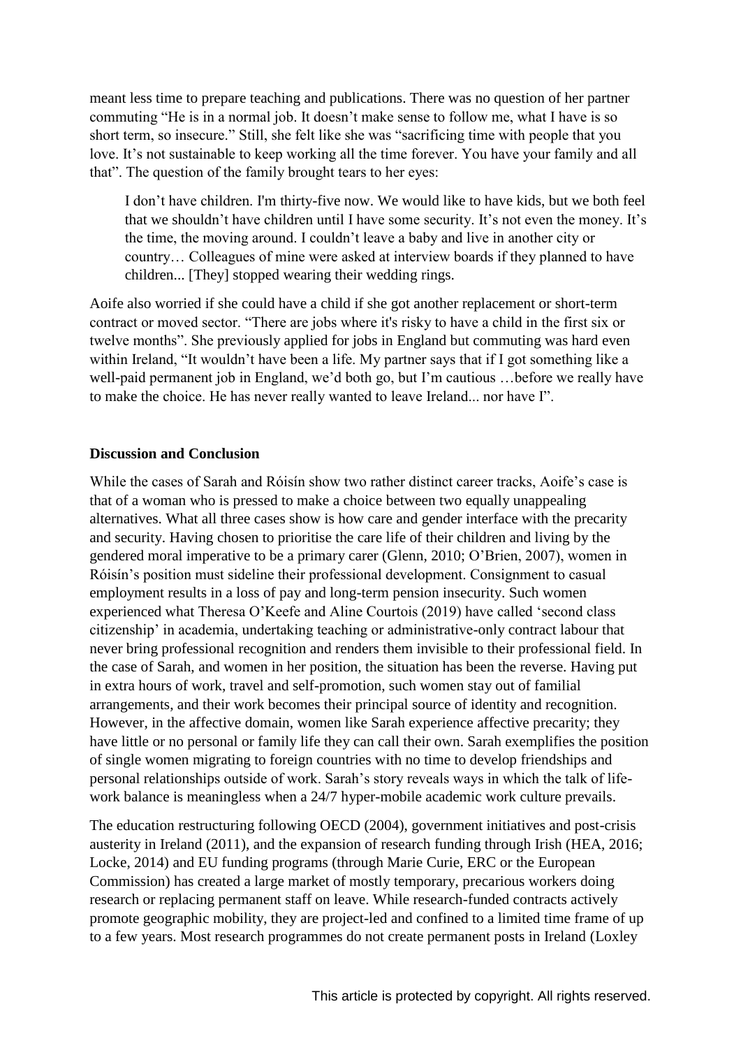meant less time to prepare teaching and publications. There was no question of her partner commuting "He is in a normal job. It doesn't make sense to follow me, what I have is so short term, so insecure." Still, she felt like she was "sacrificing time with people that you love. It's not sustainable to keep working all the time forever. You have your family and all that". The question of the family brought tears to her eyes:

> I don't have children. I'm thirty-five now. We would like to have kids, but we both feel that we shouldn't have children until I have some security. It's not even the money. It's the time, the moving around. I couldn't leave a baby and live in another city or country… Colleagues of mine were asked at interview boards if they planned to have children... [They] stopped wearing their wedding rings.

Aoife also worried if she could have a child if she got another replacement or short-term contract or moved sector. "There are jobs where it's risky to have a child in the first six or twelve months". She previously applied for jobs in England but commuting was hard even within Ireland, "It wouldn't have been a life. My partner says that if I got something like a well-paid permanent job in England, we'd both go, but I'm cautious …before we really have to make the choice. He has never really wanted to leave Ireland... nor have I".

**Discussion and Conclusion**

While the cases of Sarah and Róisín show two rather distinct career tracks, Aoife's case is that of a woman who is pressed to make a choice between two equally unappealing alternatives. What all three cases show is how care and gender interface with the precarity and security. Having chosen to prioritise the care life of their children and living by the gendered moral imperative to be a primary carer (Glenn, 2010; O'Brien, 2007), women in Róisín's position must sideline their professional development. Consignment to casual employment results in a loss of pay and long-term pension insecurity. Such women experienced what Theresa O'Keefe and Aline Courtois (2019) have called 'second class citizenship' in academia, undertaking teaching or administrative-only contract labour that never bring professional recognition and renders them invisible to their professional field. In the case of Sarah, and women in her position, the situation has been the reverse. Having put in extra hours of work, travel and self-promotion, such women stay out of familial arrangements, and their work becomes their principal source of identity and recognition. However, in the affective domain, women like Sarah experience affective precarity; they have little or no personal or family life they can call their own. Sarah exemplifies the position of single women migrating to foreign countries with no time to develop friendships and personal relationships outside of work. Sarah's story reveals ways in which the talk of life-work balance is meaningless when a 24/7 hyper-mobile academic work culture prevails.

The education restructuring following OECD (2004), government initiatives and post-crisis austerity in Ireland (2011), and the expansion of research funding through Irish (HEA, 2016; Locke, 2014) and EU funding programs (through Marie Curie, ERC or the European Commission) has created a large market of mostly temporary, precarious workers doing research or replacing permanent staff on leave. While research-funded contracts actively promote geographic mobility, they are project-led and confined to a limited time frame of up to a few years. Most research programmes do not create permanent posts in Ireland (Loxley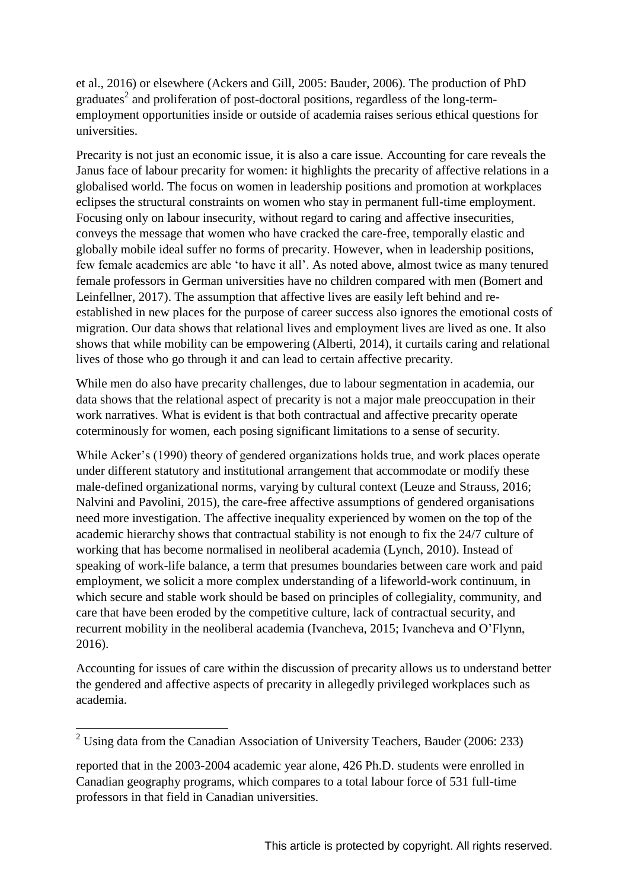et al., 2016) or elsewhere (Ackers and Gill, 2005: Bauder, 2006). The production of PhD graduates[2] and proliferation of post-doctoral positions, regardless of the long-term-employment opportunities inside or outside of academia raises serious ethical questions for universities.

Precarity is not just an economic issue, it is also a care issue. Accounting for care reveals the Janus face of labour precarity for women: it highlights the precarity of affective relations in a globalised world. The focus on women in leadership positions and promotion at workplaces eclipses the structural constraints on women who stay in permanent full-time employment. Focusing only on labour insecurity, without regard to caring and affective insecurities, conveys the message that women who have cracked the care-free, temporally elastic and globally mobile ideal suffer no forms of precarity. However, when in leadership positions, few female academics are able 'to have it all'. As noted above, almost twice as many tenured female professors in German universities have no children compared with men (Bomert and Leinfellner, 2017). The assumption that affective lives are easily left behind and re-established in new places for the purpose of career success also ignores the emotional costs of migration. Our data shows that relational lives and employment lives are lived as one. It also shows that while mobility can be empowering (Alberti, 2014), it curtails caring and relational lives of those who go through it and can lead to certain affective precarity.

While men do also have precarity challenges, due to labour segmentation in academia, our data shows that the relational aspect of precarity is not a major male preoccupation in their work narratives. What is evident is that both contractual and affective precarity operate coterminously for women, each posing significant limitations to a sense of security.

While Acker's (1990) theory of gendered organizations holds true, and work places operate under different statutory and institutional arrangement that accommodate or modify these male-defined organizational norms, varying by cultural context (Leuze and Strauss, 2016; Nalvini and Pavolini, 2015), the care-free affective assumptions of gendered organisations need more investigation. The affective inequality experienced by women on the top of the academic hierarchy shows that contractual stability is not enough to fix the 24/7 culture of working that has become normalised in neoliberal academia (Lynch, 2010). Instead of speaking of work-life balance, a term that presumes boundaries between care work and paid employment, we solicit a more complex understanding of a lifeworld-work continuum, in which secure and stable work should be based on principles of collegiality, community, and care that have been eroded by the competitive culture, lack of contractual security, and recurrent mobility in the neoliberal academia (Ivancheva, 2015; Ivancheva and O'Flynn, 2016).

Accounting for issues of care within the discussion of precarity allows us to understand better the gendered and affective aspects of precarity in allegedly privileged workplaces such as academia.

---

[2] Using data from the Canadian Association of University Teachers, Bauder (2006: 233)

reported that in the 2003-2004 academic year alone, 426 Ph.D. students were enrolled in Canadian geography programs, which compares to a total labour force of 531 full-time professors in that field in Canadian universities.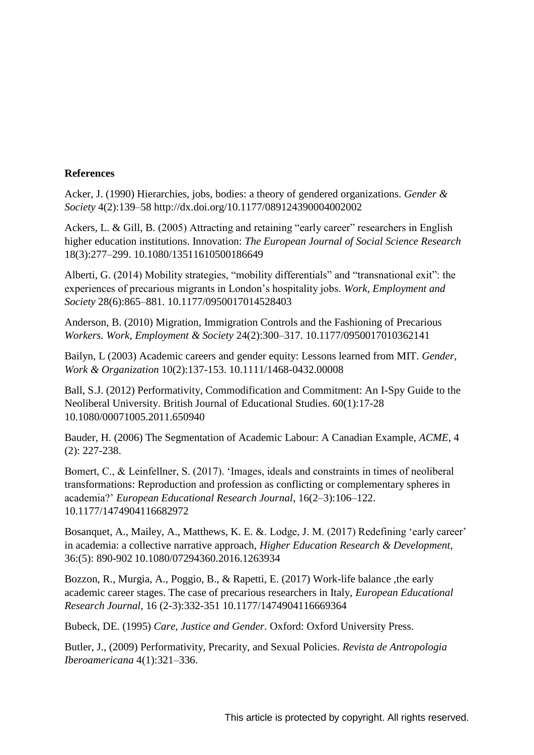**References**

Acker, J. (1990) Hierarchies, jobs, bodies: a theory of gendered organizations. *Gender & Society* 4(2):139–58 http://dx.doi.org/10.1177/089124390004002002

Ackers, L. & Gill, B. (2005) Attracting and retaining "early career" researchers in English higher education institutions. Innovation: *The European Journal of Social Science Research* 18(3):277–299. 10.1080/13511610500186649

Alberti, G. (2014) Mobility strategies, "mobility differentials" and "transnational exit": the experiences of precarious migrants in London's hospitality jobs. *Work, Employment and Society* 28(6):865–881. 10.1177/0950017014528403

Anderson, B. (2010) Migration, Immigration Controls and the Fashioning of Precarious *Workers. Work, Employment & Society* 24(2):300–317. 10.1177/0950017010362141

Bailyn, L (2003) Academic careers and gender equity: Lessons learned from MIT. *Gender, Work & Organization* 10(2):137-153. 10.1111/1468-0432.00008

Ball, S.J. (2012) Performativity, Commodification and Commitment: An I-Spy Guide to the Neoliberal University. British Journal of Educational Studies. 60(1):17-28 10.1080/00071005.2011.650940

Bauder, H. (2006) The Segmentation of Academic Labour: A Canadian Example, *ACME*, 4 (2): 227-238.

Bomert, C., & Leinfellner, S. (2017). 'Images, ideals and constraints in times of neoliberal transformations: Reproduction and profession as conflicting or complementary spheres in academia?' *European Educational Research Journal*, 16(2–3):106–122. 10.1177/1474904116682972

Bosanquet, A., Mailey, A., Matthews, K. E. &. Lodge, J. M. (2017) Redefining 'early career' in academia: a collective narrative approach, *Higher Education Research & Development*, 36:(5): 890-902 10.1080/07294360.2016.1263934

Bozzon, R., Murgia, A., Poggio, B., & Rapetti, E. (2017) Work-life balance ,the early academic career stages. The case of precarious researchers in Italy, *European Educational Research Journal,* 16 (2-3):332-351 10.1177/1474904116669364

Bubeck, DE. (1995) *Care, Justice and Gender*. Oxford: Oxford University Press.

Butler, J., (2009) Performativity, Precarity, and Sexual Policies. *Revista de Antropologia Iberoamericana* 4(1):321–336.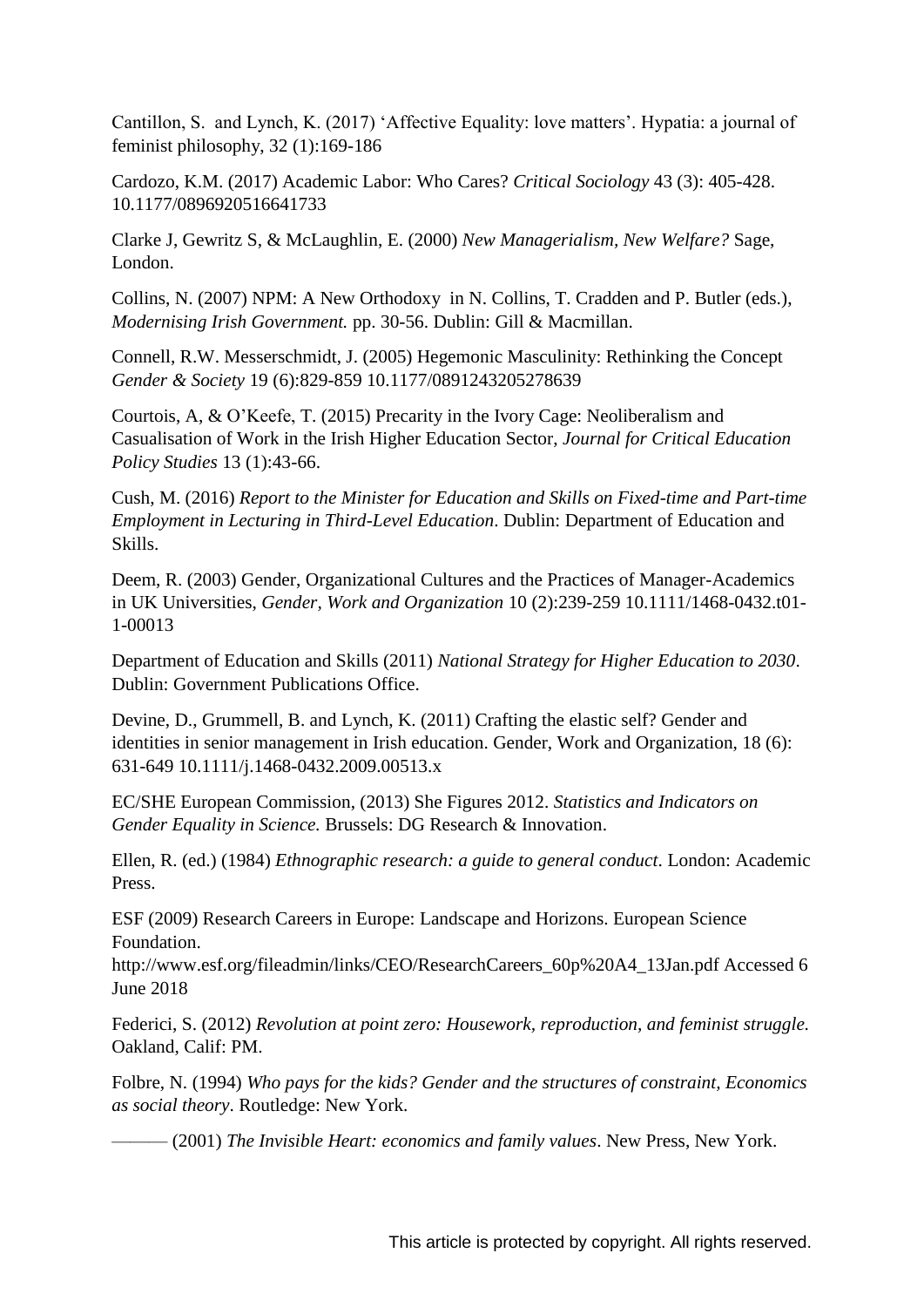Cantillon, S. and Lynch, K. (2017) 'Affective Equality: love matters'. Hypatia: a journal of feminist philosophy, 32 (1):169-186

Cardozo, K.M. (2017) Academic Labor: Who Cares? *Critical Sociology* 43 (3): 405-428. 10.1177/0896920516641733

Clarke J, Gewritz S, & McLaughlin, E. (2000) *New Managerialism, New Welfare?* Sage, London.

Collins, N. (2007) NPM: A New Orthodoxy in N. Collins, T. Cradden and P. Butler (eds.), *Modernising Irish Government.* pp. 30-56. Dublin: Gill & Macmillan.

Connell, R.W. Messerschmidt, J. (2005) Hegemonic Masculinity: Rethinking the Concept *Gender & Society* 19 (6):829-859 10.1177/0891243205278639

Courtois, A, & O'Keefe, T. (2015) Precarity in the Ivory Cage: Neoliberalism and Casualisation of Work in the Irish Higher Education Sector, *Journal for Critical Education Policy Studies* 13 (1):43-66.

Cush, M. (2016) *Report to the Minister for Education and Skills on Fixed-time and Part-time Employment in Lecturing in Third-Level Education*. Dublin: Department of Education and Skills.

Deem, R. (2003) Gender, Organizational Cultures and the Practices of Manager-Academics in UK Universities, *Gender, Work and Organization* 10 (2):239-259 10.1111/1468-0432.t01-1-00013

Department of Education and Skills (2011) *National Strategy for Higher Education to 2030*. Dublin: Government Publications Office.

Devine, D., Grummell, B. and Lynch, K. (2011) Crafting the elastic self? Gender and identities in senior management in Irish education. Gender, Work and Organization, 18 (6): 631-649 10.1111/j.1468-0432.2009.00513.x

EC/SHE European Commission, (2013) She Figures 2012. *Statistics and Indicators on Gender Equality in Science.* Brussels: DG Research & Innovation.

Ellen, R. (ed.) (1984) *Ethnographic research: a guide to general conduct*. London: Academic Press.

ESF (2009) Research Careers in Europe: Landscape and Horizons. European Science Foundation. http://www.esf.org/fileadmin/links/CEO/ResearchCareers_60p%20A4_13Jan.pdf Accessed 6 June 2018

Federici, S. (2012) *Revolution at point zero: Housework, reproduction, and feminist struggle.* Oakland, Calif: PM.

Folbre, N. (1994) *Who pays for the kids? Gender and the structures of constraint, Economics as social theory*. Routledge: New York.

——— (2001) *The Invisible Heart: economics and family values*. New Press, New York.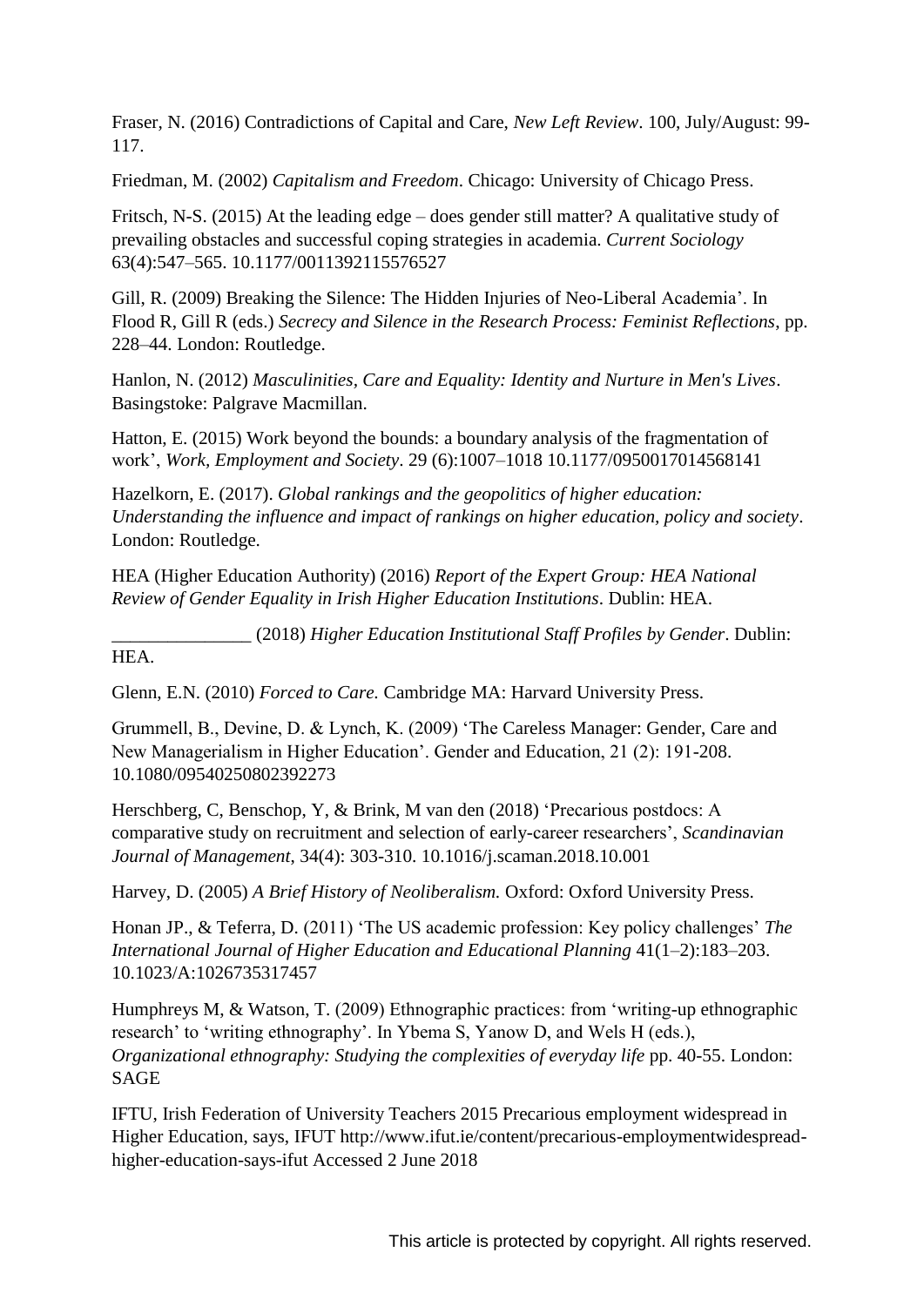Fraser, N. (2016) Contradictions of Capital and Care, *New Left Review*. 100, July/August: 99-117.

Friedman, M. (2002) *Capitalism and Freedom*. Chicago: University of Chicago Press.

Fritsch, N-S. (2015) At the leading edge – does gender still matter? A qualitative study of prevailing obstacles and successful coping strategies in academia. *Current Sociology* 63(4):547–565. 10.1177/0011392115576527

Gill, R. (2009) Breaking the Silence: The Hidden Injuries of Neo-Liberal Academia'. In Flood R, Gill R (eds.) *Secrecy and Silence in the Research Process: Feminist Reflections*, pp. 228–44. London: Routledge.

Hanlon, N. (2012) *Masculinities, Care and Equality: Identity and Nurture in Men's Lives*. Basingstoke: Palgrave Macmillan.

Hatton, E. (2015) Work beyond the bounds: a boundary analysis of the fragmentation of work', *Work, Employment and Society*. 29 (6):1007–1018 10.1177/0950017014568141

Hazelkorn, E. (2017). *Global rankings and the geopolitics of higher education: Understanding the influence and impact of rankings on higher education, policy and society*. London: Routledge.

HEA (Higher Education Authority) (2016) *Report of the Expert Group: HEA National Review of Gender Equality in Irish Higher Education Institutions*. Dublin: HEA.

_______________ (2018) *Higher Education Institutional Staff Profiles by Gender*. Dublin: HEA.

Glenn, E.N. (2010) *Forced to Care.* Cambridge MA: Harvard University Press.

Grummell, B., Devine, D. & Lynch, K. (2009) 'The Careless Manager: Gender, Care and New Managerialism in Higher Education'. Gender and Education, 21 (2): 191-208. 10.1080/09540250802392273

Herschberg, C, Benschop, Y, & Brink, M van den (2018) 'Precarious postdocs: A comparative study on recruitment and selection of early-career researchers', *Scandinavian Journal of Management*, 34(4): 303-310. 10.1016/j.scaman.2018.10.001

Harvey, D. (2005) *A Brief History of Neoliberalism.* Oxford: Oxford University Press.

Honan JP., & Teferra, D. (2011) 'The US academic profession: Key policy challenges' *The International Journal of Higher Education and Educational Planning* 41(1–2):183–203. 10.1023/A:1026735317457

Humphreys M, & Watson, T. (2009) Ethnographic practices: from 'writing-up ethnographic research' to 'writing ethnography'. In Ybema S, Yanow D, and Wels H (eds.), *Organizational ethnography: Studying the complexities of everyday life* pp. 40-55. London: SAGE

IFTU, Irish Federation of University Teachers 2015 Precarious employment widespread in Higher Education, says, IFUT http://www.ifut.ie/content/precarious-employmentwidespread-higher-education-says-ifut Accessed 2 June 2018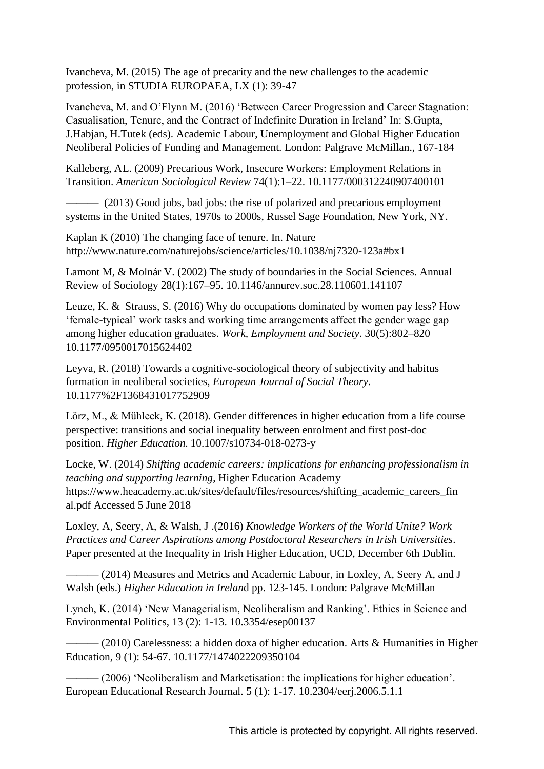Ivancheva, M. (2015) The age of precarity and the new challenges to the academic profession, in STUDIA EUROPAEA, LX (1): 39-47

Ivancheva, M. and O'Flynn M. (2016) 'Between Career Progression and Career Stagnation: Casualisation, Tenure, and the Contract of Indefinite Duration in Ireland' In: S.Gupta, J.Habjan, H.Tutek (eds). Academic Labour, Unemployment and Global Higher Education Neoliberal Policies of Funding and Management. London: Palgrave McMillan., 167-184

Kalleberg, AL. (2009) Precarious Work, Insecure Workers: Employment Relations in Transition. *American Sociological Review* 74(1):1–22. 10.1177/000312240907400101

——— (2013) Good jobs, bad jobs: the rise of polarized and precarious employment systems in the United States, 1970s to 2000s, Russel Sage Foundation, New York, NY.

Kaplan K (2010) The changing face of tenure. In. Nature http://www.nature.com/naturejobs/science/articles/10.1038/nj7320-123a#bx1

Lamont M, & Molnár V. (2002) The study of boundaries in the Social Sciences. Annual Review of Sociology 28(1):167–95. 10.1146/annurev.soc.28.110601.141107

Leuze, K. & Strauss, S. (2016) Why do occupations dominated by women pay less? How 'female-typical' work tasks and working time arrangements affect the gender wage gap among higher education graduates. *Work, Employment and Society*. 30(5):802–820 10.1177/0950017015624402

Leyva, R. (2018) Towards a cognitive-sociological theory of subjectivity and habitus formation in neoliberal societies, *European Journal of Social Theory*. 10.1177%2F1368431017752909

Lörz, M., & Mühleck, K. (2018). Gender differences in higher education from a life course perspective: transitions and social inequality between enrolment and first post-doc position. *Higher Education.* 10.1007/s10734-018-0273-y

Locke, W. (2014) *Shifting academic careers: implications for enhancing professionalism in teaching and supporting learning*, Higher Education Academy https://www.heacademy.ac.uk/sites/default/files/resources/shifting_academic_careers_final.pdf Accessed 5 June 2018

Loxley, A, Seery, A, & Walsh, J .(2016) *Knowledge Workers of the World Unite? Work Practices and Career Aspirations among Postdoctoral Researchers in Irish Universities*. Paper presented at the Inequality in Irish Higher Education, UCD, December 6th Dublin.

——— (2014) Measures and Metrics and Academic Labour, in Loxley, A, Seery A, and J Walsh (eds.) *Higher Education in Ireland* pp. 123-145. London: Palgrave McMillan

Lynch, K. (2014) 'New Managerialism, Neoliberalism and Ranking'. Ethics in Science and Environmental Politics, 13 (2): 1-13. 10.3354/esep00137

——— (2010) Carelessness: a hidden doxa of higher education. Arts & Humanities in Higher Education, 9 (1): 54-67. 10.1177/1474022209350104

——— (2006) 'Neoliberalism and Marketisation: the implications for higher education'. European Educational Research Journal. 5 (1): 1-17. 10.2304/eerj.2006.5.1.1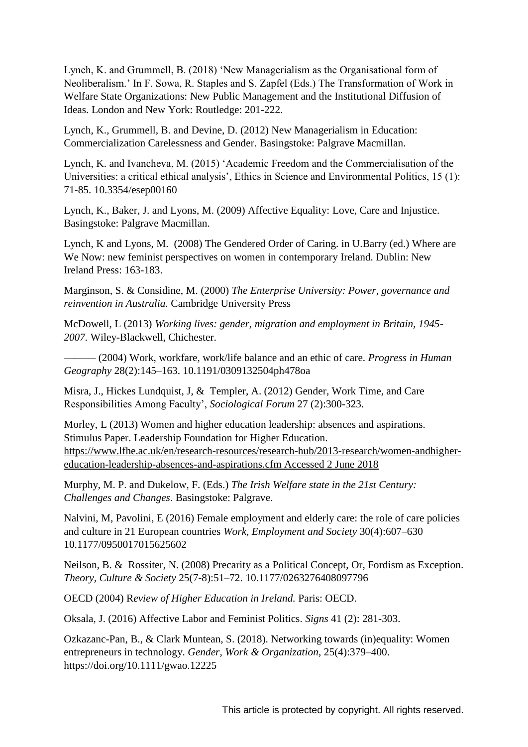Lynch, K. and Grummell, B. (2018) 'New Managerialism as the Organisational form of Neoliberalism.' In F. Sowa, R. Staples and S. Zapfel (Eds.) The Transformation of Work in Welfare State Organizations: New Public Management and the Institutional Diffusion of Ideas. London and New York: Routledge: 201-222.

Lynch, K., Grummell, B. and Devine, D. (2012) New Managerialism in Education: Commercialization Carelessness and Gender. Basingstoke: Palgrave Macmillan.

Lynch, K. and Ivancheva, M. (2015) 'Academic Freedom and the Commercialisation of the Universities: a critical ethical analysis', Ethics in Science and Environmental Politics, 15 (1): 71-85. 10.3354/esep00160

Lynch, K., Baker, J. and Lyons, M. (2009) Affective Equality: Love, Care and Injustice. Basingstoke: Palgrave Macmillan.

Lynch, K and Lyons, M. (2008) The Gendered Order of Caring. in U.Barry (ed.) Where are We Now: new feminist perspectives on women in contemporary Ireland. Dublin: New Ireland Press: 163-183.

Marginson, S. & Considine, M. (2000) *The Enterprise University: Power, governance and reinvention in Australia.* Cambridge University Press

McDowell, L (2013) *Working lives: gender, migration and employment in Britain, 1945-2007.* Wiley-Blackwell, Chichester.

——— (2004) Work, workfare, work/life balance and an ethic of care. *Progress in Human Geography* 28(2):145–163. 10.1191/0309132504ph478oa

Misra, J., Hickes Lundquist, J, & Templer, A. (2012) Gender, Work Time, and Care Responsibilities Among Faculty', *Sociological Forum* 27 (2):300-323.

Morley, L (2013) Women and higher education leadership: absences and aspirations. Stimulus Paper. Leadership Foundation for Higher Education. https://www.lfhe.ac.uk/en/research-resources/research-hub/2013-research/women-andhigher-education-leadership-absences-and-aspirations.cfm Accessed 2 June 2018

Murphy, M. P. and Dukelow, F. (Eds.) *The Irish Welfare state in the 21st Century: Challenges and Changes*. Basingstoke: Palgrave.

Nalvini, M, Pavolini, E (2016) Female employment and elderly care: the role of care policies and culture in 21 European countries *Work, Employment and Society* 30(4):607–630 10.1177/0950017015625602

Neilson, B. & Rossiter, N. (2008) Precarity as a Political Concept, Or, Fordism as Exception. *Theory, Culture & Society* 25(7-8):51–72. 10.1177/0263276408097796

OECD (2004) R*eview of Higher Education in Ireland.* Paris: OECD.

Oksala, J. (2016) Affective Labor and Feminist Politics. *Signs* 41 (2): 281-303.

Ozkazanc-Pan, B., & Clark Muntean, S. (2018). Networking towards (in)equality: Women entrepreneurs in technology. *Gender, Work & Organization*, 25(4):379–400. https://doi.org/10.1111/gwao.12225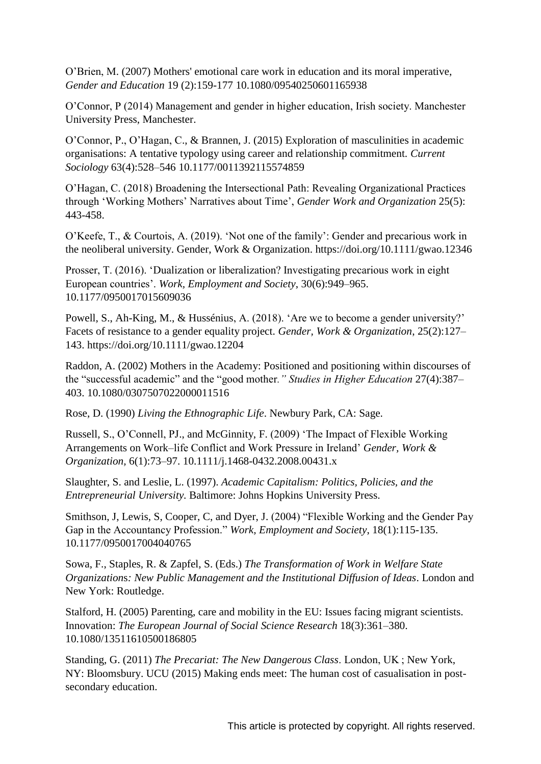O'Brien, M. (2007) Mothers' emotional care work in education and its moral imperative, *Gender and Education* 19 (2):159-177 10.1080/09540250601165938

O'Connor, P (2014) Management and gender in higher education, Irish society. Manchester University Press, Manchester.

O'Connor, P., O'Hagan, C., & Brannen, J. (2015) Exploration of masculinities in academic organisations: A tentative typology using career and relationship commitment. *Current Sociology* 63(4):528–546 10.1177/0011392115574859

O'Hagan, C. (2018) Broadening the Intersectional Path: Revealing Organizational Practices through 'Working Mothers' Narratives about Time', *Gender Work and Organization* 25(5): 443-458.

O'Keefe, T., & Courtois, A. (2019). 'Not one of the family': Gender and precarious work in the neoliberal university. Gender, Work & Organization. https://doi.org/10.1111/gwao.12346

Prosser, T. (2016). 'Dualization or liberalization? Investigating precarious work in eight European countries'. *Work, Employment and Society*, 30(6):949–965. 10.1177/0950017015609036

Powell, S., Ah-King, M., & Hussénius, A. (2018). 'Are we to become a gender university?' Facets of resistance to a gender equality project. *Gender, Work & Organization*, 25(2):127–143. https://doi.org/10.1111/gwao.12204

Raddon, A. (2002) Mothers in the Academy: Positioned and positioning within discourses of the "successful academic" and the "good mother*." Studies in Higher Education* 27(4):387–403. 10.1080/0307507022000011516

Rose, D. (1990) *Living the Ethnographic Life*. Newbury Park, CA: Sage.

Russell, S., O'Connell, PJ., and McGinnity, F. (2009) 'The Impact of Flexible Working Arrangements on Work–life Conflict and Work Pressure in Ireland' *Gender, Work & Organization,* 6(1):73–97. 10.1111/j.1468-0432.2008.00431.x

Slaughter, S. and Leslie, L. (1997). *Academic Capitalism: Politics, Policies, and the Entrepreneurial University.* Baltimore: Johns Hopkins University Press.

Smithson, J, Lewis, S, Cooper, C, and Dyer, J. (2004) "Flexible Working and the Gender Pay Gap in the Accountancy Profession." *Work, Employment and Society*, 18(1):115-135. 10.1177/0950017004040765

Sowa, F., Staples, R. & Zapfel, S. (Eds.) *The Transformation of Work in Welfare State Organizations: New Public Management and the Institutional Diffusion of Ideas*. London and New York: Routledge.

Stalford, H. (2005) Parenting, care and mobility in the EU: Issues facing migrant scientists. Innovation: *The European Journal of Social Science Research* 18(3):361–380. 10.1080/13511610500186805

Standing, G. (2011) *The Precariat: The New Dangerous Class*. London, UK ; New York, NY: Bloomsbury. UCU (2015) Making ends meet: The human cost of casualisation in post-secondary education.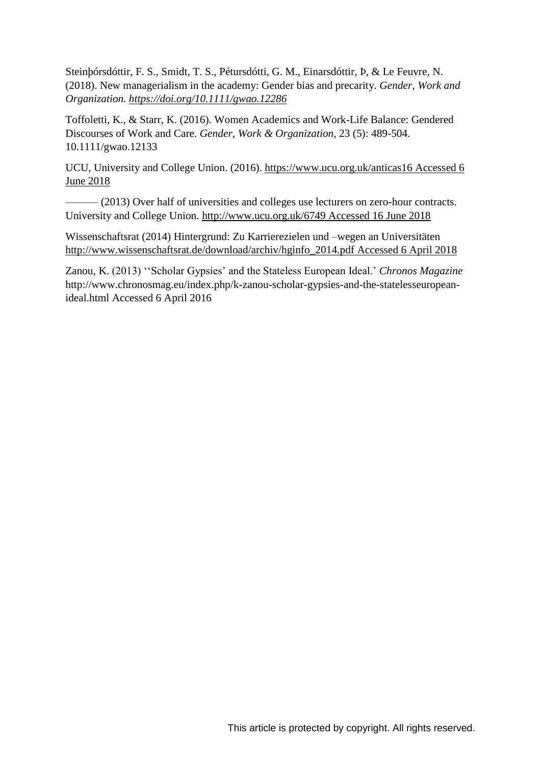Steinþórsdóttir, F. S., Smidt, T. S., Pétursdótti, G. M., Einarsdóttir, Þ, & Le Feuvre, N. (2018). New managerialism in the academy: Gender bias and precarity. *Gender, Work and Organization. https://doi.org/10.1111/gwao.12286*

Toffoletti, K., & Starr, K. (2016). Women Academics and Work-Life Balance: Gendered Discourses of Work and Care. *Gender, Work & Organization*, 23 (5): 489-504. 10.1111/gwao.12133

UCU, University and College Union. (2016). https://www.ucu.org.uk/anticas16 Accessed 6 June 2018

——— (2013) Over half of universities and colleges use lecturers on zero-hour contracts. University and College Union. http://www.ucu.org.uk/6749 Accessed 16 June 2018

Wissenschaftsrat (2014) Hintergrund: Zu Karrierezielen und –wegen an Universitäten http://www.wissenschaftsrat.de/download/archiv/hginfo_2014.pdf Accessed 6 April 2018

Zanou, K. (2013) ''Scholar Gypsies' and the Stateless European Ideal.' *Chronos Magazine* http://www.chronosmag.eu/index.php/k-zanou-scholar-gypsies-and-the-statelesseuropean-ideal.html Accessed 6 April 2016